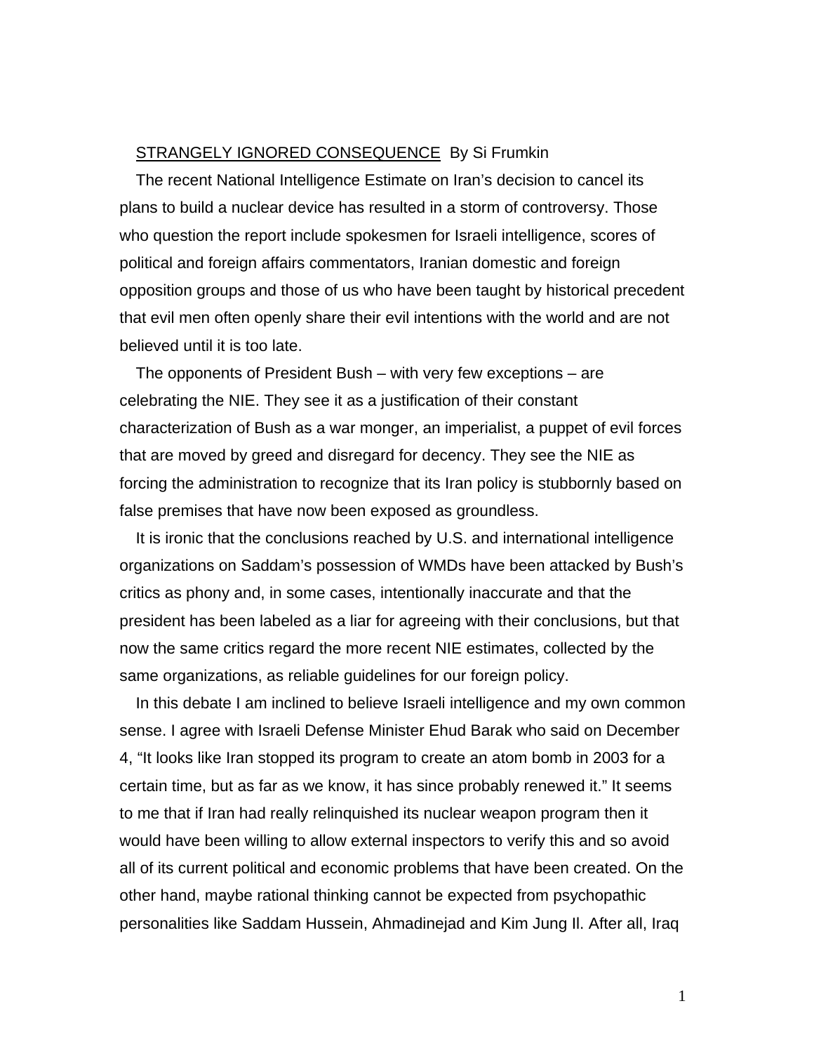<u>STRANGELY IGNORED CONSEQUENCE</u> By Si Frumkin

The recent National Intelligence Estimate on Iran's decision to cancel its plans to build a nuclear device has resulted in a storm of controversy. Those who question the report include spokesmen for Israeli intelligence, scores of political and foreign affairs commentators, Iranian domestic and foreign opposition groups and those of us who have been taught by historical precedent that evil men often openly share their evil intentions with the world and are not believed until it is too late.

The opponents of President Bush – with very few exceptions – are celebrating the NIE. They see it as a justification of their constant characterization of Bush as a war monger, an imperialist, a puppet of evil forces that are moved by greed and disregard for decency. They see the NIE as forcing the administration to recognize that its Iran policy is stubbornly based on false premises that have now been exposed as groundless.

It is ironic that the conclusions reached by U.S. and international intelligence organizations on Saddam's possession of WMDs have been attacked by Bush's critics as phony and, in some cases, intentionally inaccurate and that the president has been labeled as a liar for agreeing with their conclusions, but that now the same critics regard the more recent NIE estimates, collected by the same organizations, as reliable guidelines for our foreign policy.

In this debate I am inclined to believe Israeli intelligence and my own common sense. I agree with Israeli Defense Minister Ehud Barak who said on December 4, "It looks like Iran stopped its program to create an atom bomb in 2003 for a certain time, but as far as we know, it has since probably renewed it." It seems to me that if Iran had really relinquished its nuclear weapon program then it would have been willing to allow external inspectors to verify this and so avoid all of its current political and economic problems that have been created. On the other hand, maybe rational thinking cannot be expected from psychopathic personalities like Saddam Hussein, Ahmadinejad and Kim Jung Il. After all, Iraq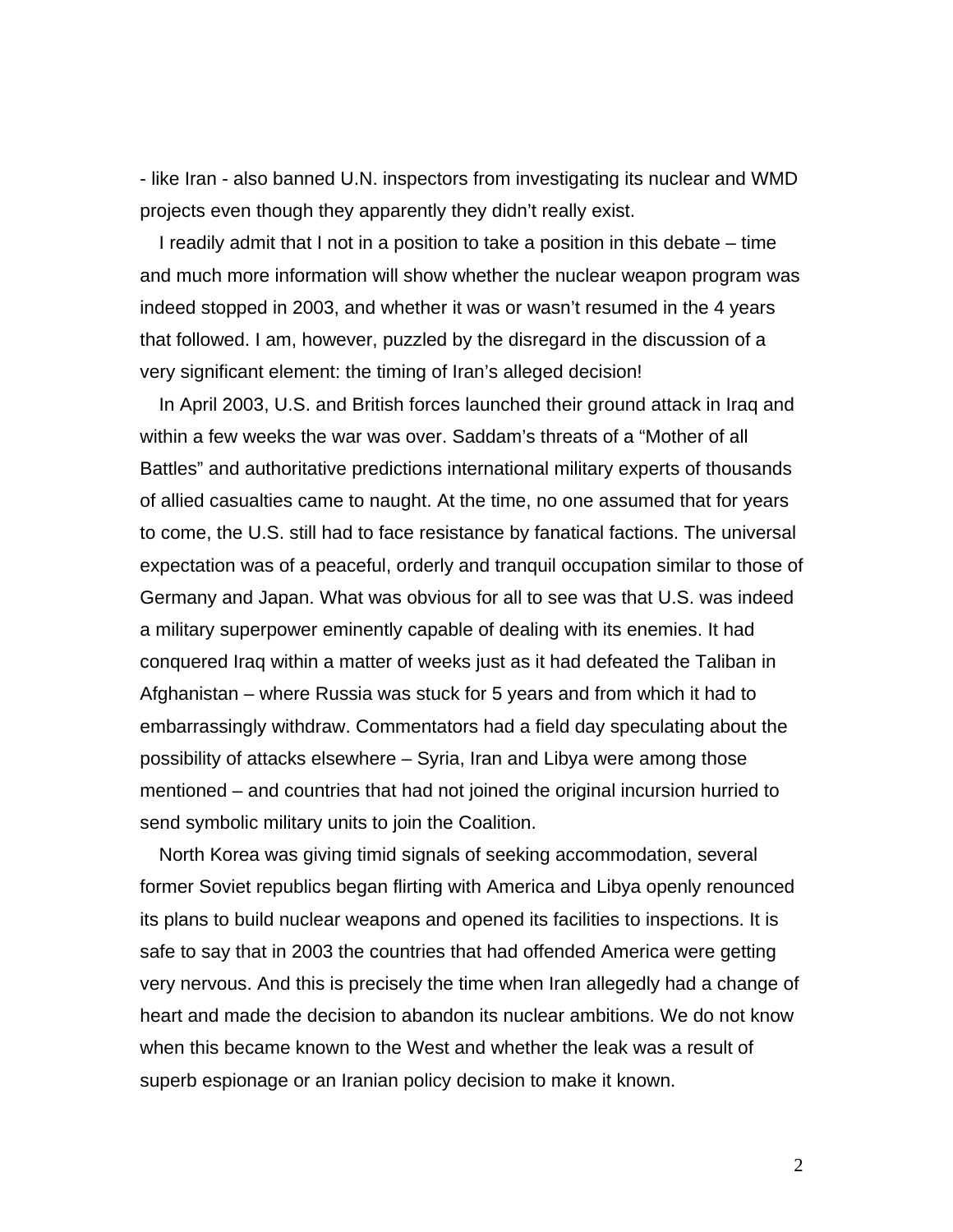- like Iran - also banned U.N. inspectors from investigating its nuclear and WMD projects even though they apparently they didn't really exist.

I readily admit that I not in a position to take a position in this debate – time and much more information will show whether the nuclear weapon program was indeed stopped in 2003, and whether it was or wasn't resumed in the 4 years that followed. I am, however, puzzled by the disregard in the discussion of a very significant element: the timing of Iran's alleged decision!

In April 2003, U.S. and British forces launched their ground attack in Iraq and within a few weeks the war was over. Saddam's threats of a "Mother of all Battles" and authoritative predictions international military experts of thousands of allied casualties came to naught. At the time, no one assumed that for years to come, the U.S. still had to face resistance by fanatical factions. The universal expectation was of a peaceful, orderly and tranquil occupation similar to those of Germany and Japan. What was obvious for all to see was that U.S. was indeed a military superpower eminently capable of dealing with its enemies. It had conquered Iraq within a matter of weeks just as it had defeated the Taliban in Afghanistan – where Russia was stuck for 5 years and from which it had to embarrassingly withdraw. Commentators had a field day speculating about the possibility of attacks elsewhere – Syria, Iran and Libya were among those mentioned – and countries that had not joined the original incursion hurried to send symbolic military units to join the Coalition.

North Korea was giving timid signals of seeking accommodation, several former Soviet republics began flirting with America and Libya openly renounced its plans to build nuclear weapons and opened its facilities to inspections. It is safe to say that in 2003 the countries that had offended America were getting very nervous. And this is precisely the time when Iran allegedly had a change of heart and made the decision to abandon its nuclear ambitions. We do not know when this became known to the West and whether the leak was a result of superb espionage or an Iranian policy decision to make it known.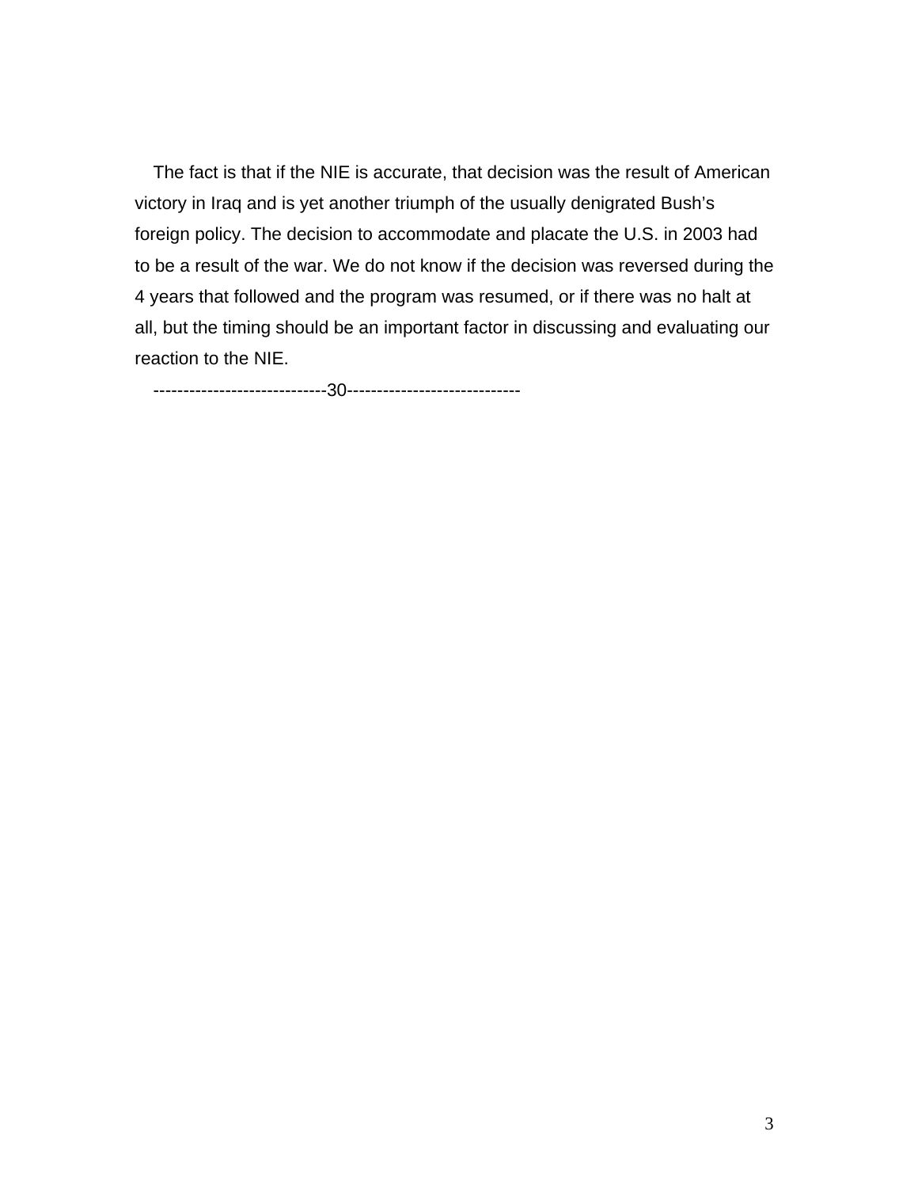The fact is that if the NIE is accurate, that decision was the result of American victory in Iraq and is yet another triumph of the usually denigrated Bush's foreign policy. The decision to accommodate and placate the U.S. in 2003 had to be a result of the war. We do not know if the decision was reversed during the 4 years that followed and the program was resumed, or if there was no halt at all, but the timing should be an important factor in discussing and evaluating our reaction to the NIE.

----------------------------30----------------------------